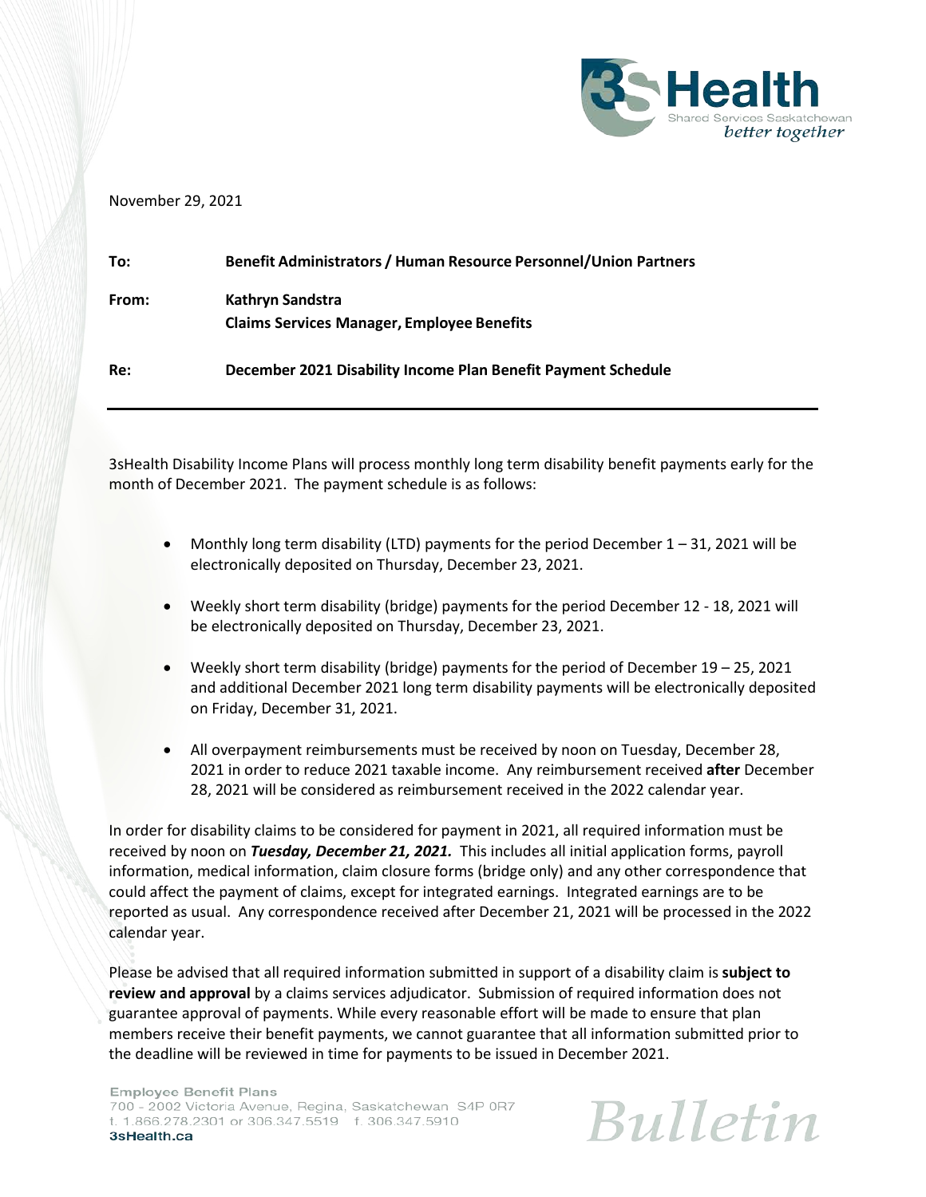November 29, 2021

**To:** **Benefit Administrators / Human Resource Personnel/Union Partners**

**From:** **Kathryn Sandstra**
**Claims Services Manager, Employee Benefits**

**Re:** **December 2021 Disability Income Plan Benefit Payment Schedule**

---

3sHealth Disability Income Plans will process monthly long term disability benefit payments early for the month of December 2021. The payment schedule is as follows:

- Monthly long term disability (LTD) payments for the period December 1 – 31, 2021 will be electronically deposited on Thursday, December 23, 2021.
- Weekly short term disability (bridge) payments for the period December 12 - 18, 2021 will be electronically deposited on Thursday, December 23, 2021.
- Weekly short term disability (bridge) payments for the period of December 19 – 25, 2021 and additional December 2021 long term disability payments will be electronically deposited on Friday, December 31, 2021.
- All overpayment reimbursements must be received by noon on Tuesday, December 28, 2021 in order to reduce 2021 taxable income. Any reimbursement received **after** December 28, 2021 will be considered as reimbursement received in the 2022 calendar year.

In order for disability claims to be considered for payment in 2021, all required information must be received by noon on ***Tuesday, December 21, 2021.*** This includes all initial application forms, payroll information, medical information, claim closure forms (bridge only) and any other correspondence that could affect the payment of claims, except for integrated earnings. Integrated earnings are to be reported as usual. Any correspondence received after December 21, 2021 will be processed in the 2022 calendar year.

Please be advised that all required information submitted in support of a disability claim is **subject to review and approval** by a claims services adjudicator. Submission of required information does not guarantee approval of payments. While every reasonable effort will be made to ensure that plan members receive their benefit payments, we cannot guarantee that all information submitted prior to the deadline will be reviewed in time for payments to be issued in December 2021.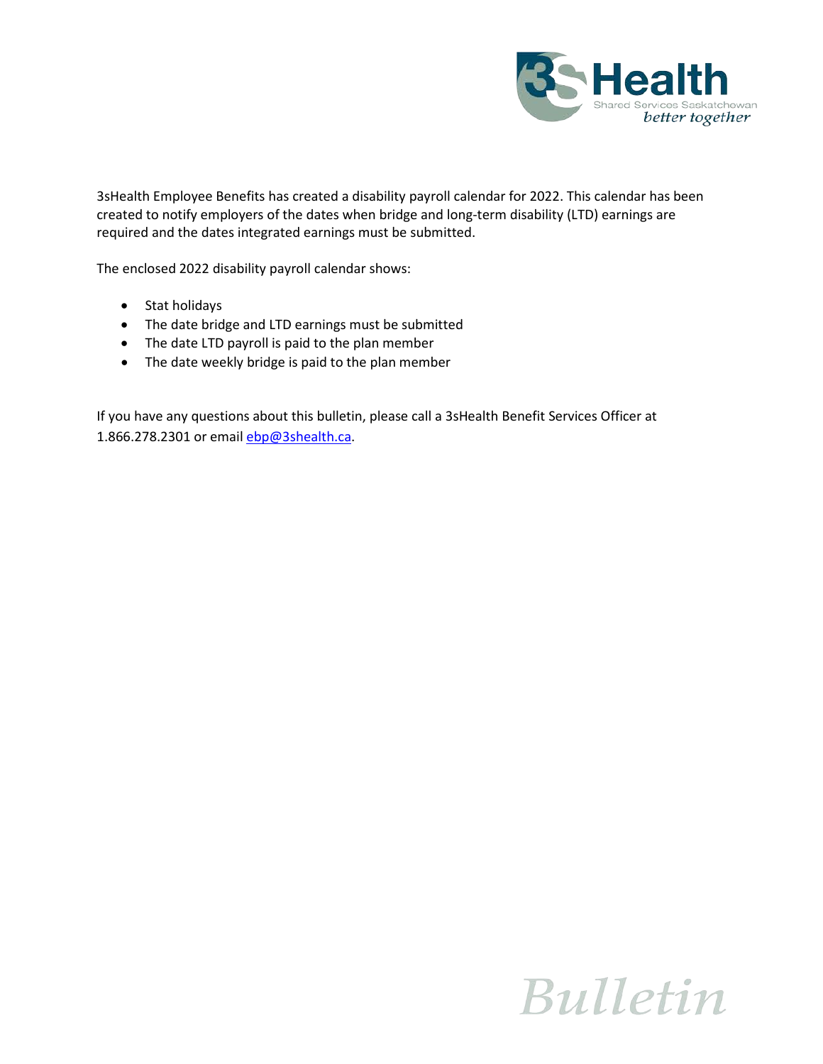3sHealth Employee Benefits has created a disability payroll calendar for 2022. This calendar has been created to notify employers of the dates when bridge and long-term disability (LTD) earnings are required and the dates integrated earnings must be submitted.

The enclosed 2022 disability payroll calendar shows:

- Stat holidays
- The date bridge and LTD earnings must be submitted
- The date LTD payroll is paid to the plan member
- The date weekly bridge is paid to the plan member

If you have any questions about this bulletin, please call a 3sHealth Benefit Services Officer at 1.866.278.2301 or email [ebp@3shealth.ca](mailto:ebp@3shealth.ca).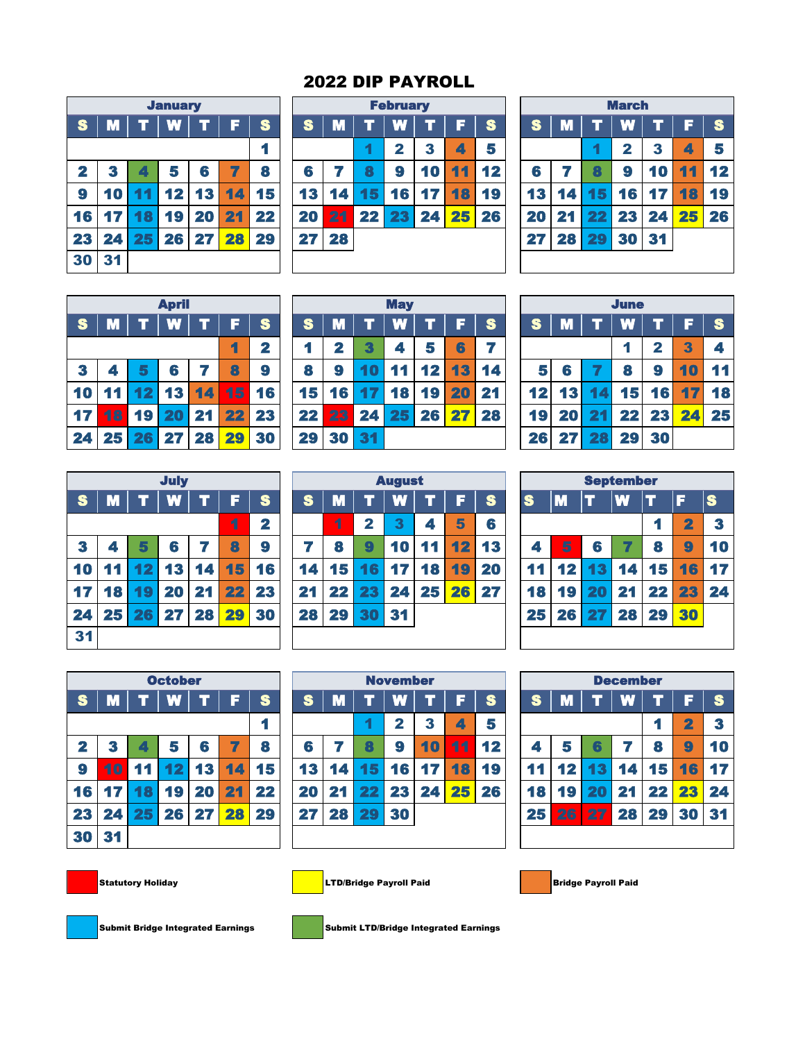# 2022 DIP PAYROLL

### January

| S | M | T | W | T | F | S |
|---|---|---|---|---|---|---|
| | | | | | | 1 |
| 2 | 3 | 4 | 5 | 6 | 7 | 8 |
| 9 | 10 | 11 | 12 | 13 | 14 | 15 |
| 16 | 17 | 18 | 19 | 20 | 21 | 22 |
| 23 | 24 | 25 | 26 | 27 | 28 | 29 |
| 30 | 31 | | | | | |

### February

| S | M | T | W | T | F | S |
|---|---|---|---|---|---|---|
| | | 1 | 2 | 3 | 4 | 5 |
| 6 | 7 | 8 | 9 | 10 | 11 | 12 |
| 13 | 14 | 15 | 16 | 17 | 18 | 19 |
| 20 | 21 | 22 | 23 | 24 | 25 | 26 |
| 27 | 28 | | | | | |

### March

| S | M | T | W | T | F | S |
|---|---|---|---|---|---|---|
| | | 1 | 2 | 3 | 4 | 5 |
| 6 | 7 | 8 | 9 | 10 | 11 | 12 |
| 13 | 14 | 15 | 16 | 17 | 18 | 19 |
| 20 | 21 | 22 | 23 | 24 | 25 | 26 |
| 27 | 28 | 29 | 30 | 31 | | |

### April

| S | M | T | W | T | F | S |
|---|---|---|---|---|---|---|
| | | | | | 1 | 2 |
| 3 | 4 | 5 | 6 | 7 | 8 | 9 |
| 10 | 11 | 12 | 13 | 14 | 15 | 16 |
| 17 | 18 | 19 | 20 | 21 | 22 | 23 |
| 24 | 25 | 26 | 27 | 28 | 29 | 30 |

### May

| S | M | T | W | T | F | S |
|---|---|---|---|---|---|---|
| 1 | 2 | 3 | 4 | 5 | 6 | 7 |
| 8 | 9 | 10 | 11 | 12 | 13 | 14 |
| 15 | 16 | 17 | 18 | 19 | 20 | 21 |
| 22 | 23 | 24 | 25 | 26 | 27 | 28 |
| 29 | 30 | 31 | | | | |

### June

| S | M | T | W | T | F | S |
|---|---|---|---|---|---|---|
| | | | 1 | 2 | 3 | 4 |
| 5 | 6 | 7 | 8 | 9 | 10 | 11 |
| 12 | 13 | 14 | 15 | 16 | 17 | 18 |
| 19 | 20 | 21 | 22 | 23 | 24 | 25 |
| 26 | 27 | 28 | 29 | 30 | | |

### July

| S | M | T | W | T | F | S |
|---|---|---|---|---|---|---|
| | | | | | 1 | 2 |
| 3 | 4 | 5 | 6 | 7 | 8 | 9 |
| 10 | 11 | 12 | 13 | 14 | 15 | 16 |
| 17 | 18 | 19 | 20 | 21 | 22 | 23 |
| 24 | 25 | 26 | 27 | 28 | 29 | 30 |
| 31 | | | | | | |

### August

| S | M | T | W | T | F | S |
|---|---|---|---|---|---|---|
| | 1 | 2 | 3 | 4 | 5 | 6 |
| 7 | 8 | 9 | 10 | 11 | 12 | 13 |
| 14 | 15 | 16 | 17 | 18 | 19 | 20 |
| 21 | 22 | 23 | 24 | 25 | 26 | 27 |
| 28 | 29 | 30 | 31 | | | |

### September

| S | M | T | W | T | F | S |
|---|---|---|---|---|---|---|
| | | | | 1 | 2 | 3 |
| 4 | 5 | 6 | 7 | 8 | 9 | 10 |
| 11 | 12 | 13 | 14 | 15 | 16 | 17 |
| 18 | 19 | 20 | 21 | 22 | 23 | 24 |
| 25 | 26 | 27 | 28 | 29 | 30 | |

### October

| S | M | T | W | T | F | S |
|---|---|---|---|---|---|---|
| | | | | | | 1 |
| 2 | 3 | 4 | 5 | 6 | 7 | 8 |
| 9 | 10 | 11 | 12 | 13 | 14 | 15 |
| 16 | 17 | 18 | 19 | 20 | 21 | 22 |
| 23 | 24 | 25 | 26 | 27 | 28 | 29 |
| 30 | 31 | | | | | |

### November

| S | M | T | W | T | F | S |
|---|---|---|---|---|---|---|
| | | 1 | 2 | 3 | 4 | 5 |
| 6 | 7 | 8 | 9 | 10 | 11 | 12 |
| 13 | 14 | 15 | 16 | 17 | 18 | 19 |
| 20 | 21 | 22 | 23 | 24 | 25 | 26 |
| 27 | 28 | 29 | 30 | | | |

### December

| S | M | T | W | T | F | S |
|---|---|---|---|---|---|---|
| | | | | 1 | 2 | 3 |
| 4 | 5 | 6 | 7 | 8 | 9 | 10 |
| 11 | 12 | 13 | 14 | 15 | 16 | 17 |
| 18 | 19 | 20 | 21 | 22 | 23 | 24 |
| 25 | 26 | 27 | 28 | 29 | 30 | 31 |

**Statutory Holiday**

**LTD/Bridge Payroll Paid**

**Bridge Payroll Paid**

**Submit Bridge Integrated Earnings**

**Submit LTD/Bridge Integrated Earnings**